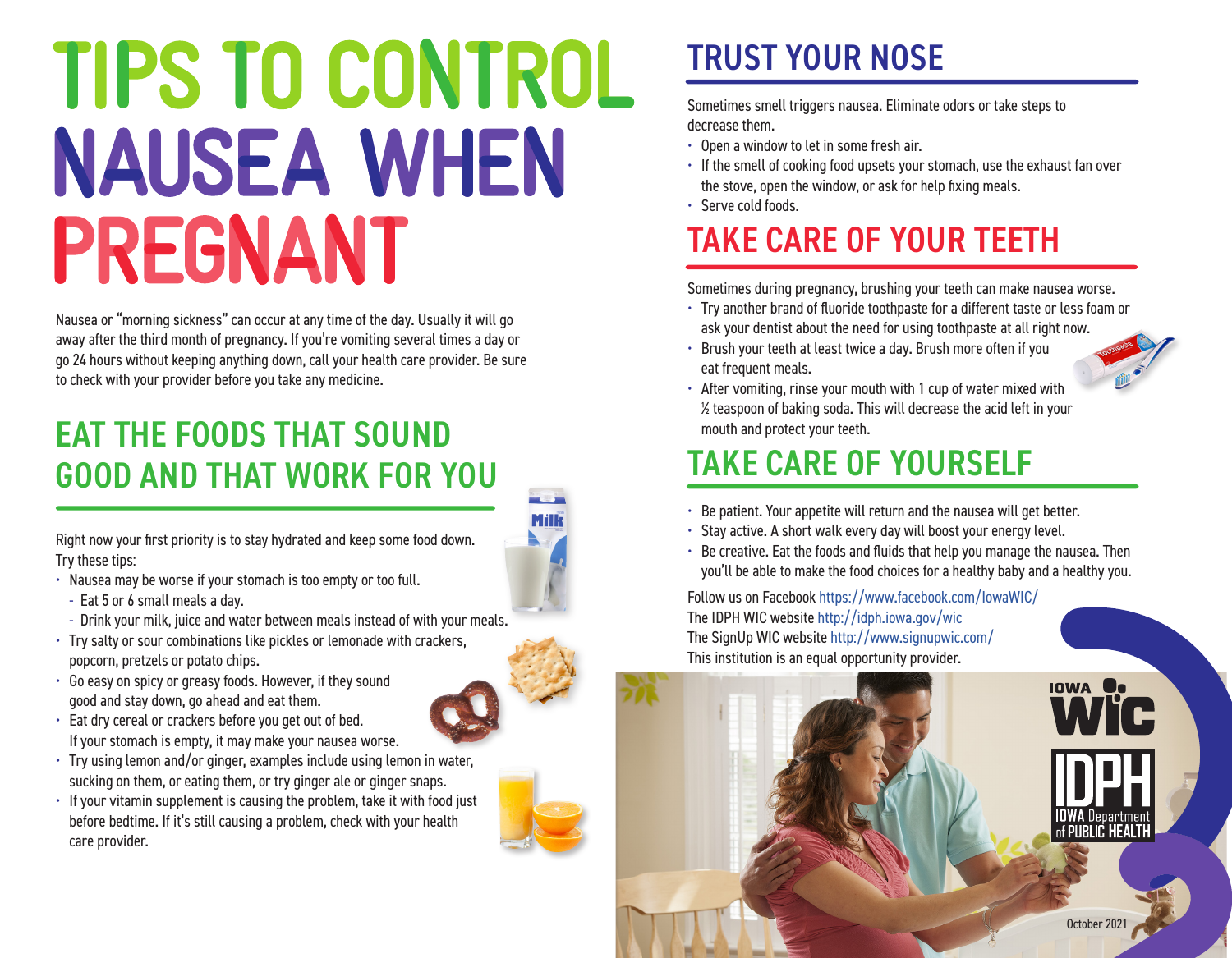# TIPS TO CONTROL NAUSEA WHEN PREGNANT

Nausea or "morning sickness" can occur at any time of the day. Usually it will go away after the third month of pregnancy. If you're vomiting several times a day or go 24 hours without keeping anything down, call your health care provider. Be sure to check with your provider before you take any medicine.

## EAT THE FOODS THAT SOUND GOOD AND THAT WORK FOR YOU

Right now your first priority is to stay hydrated and keep some food down. Try these tips:

- Nausea may be worse if your stomach is too empty or too full.
  - Eat 5 or 6 small meals a day.
  - Drink your milk, juice and water between meals instead of with your meals.
- Try salty or sour combinations like pickles or lemonade with crackers, popcorn, pretzels or potato chips.
- Go easy on spicy or greasy foods. However, if they sound good and stay down, go ahead and eat them.
- Eat dry cereal or crackers before you get out of bed. If your stomach is empty, it may make your nausea worse.
- Try using lemon and/or ginger, examples include using lemon in water, sucking on them, or eating them, or try ginger ale or ginger snaps.
- If your vitamin supplement is causing the problem, take it with food just before bedtime. If it's still causing a problem, check with your health care provider.

## TRUST YOUR NOSE

Sometimes smell triggers nausea. Eliminate odors or take steps to decrease them.

- Open a window to let in some fresh air.
- If the smell of cooking food upsets your stomach, use the exhaust fan over the stove, open the window, or ask for help fixing meals.
- Serve cold foods.

## TAKE CARE OF YOUR TEETH

Sometimes during pregnancy, brushing your teeth can make nausea worse.

- Try another brand of fluoride toothpaste for a different taste or less foam or ask your dentist about the need for using toothpaste at all right now.
- Brush your teeth at least twice a day. Brush more often if you eat frequent meals.
- After vomiting, rinse your mouth with 1 cup of water mixed with ½ teaspoon of baking soda. This will decrease the acid left in your mouth and protect your teeth.

## TAKE CARE OF YOURSELF

- Be patient. Your appetite will return and the nausea will get better.
- Stay active. A short walk every day will boost your energy level.
- Be creative. Eat the foods and fluids that help you manage the nausea. Then you'll be able to make the food choices for a healthy baby and a healthy you.

Follow us on Facebook https://www.facebook.com/IowaWIC/
The IDPH WIC website http://idph.iowa.gov/wic
The SignUp WIC website http://www.signupwic.com/
This institution is an equal opportunity provider.

IOWA WIC

IDPH IOWA Department of PUBLIC HEALTH

October 2021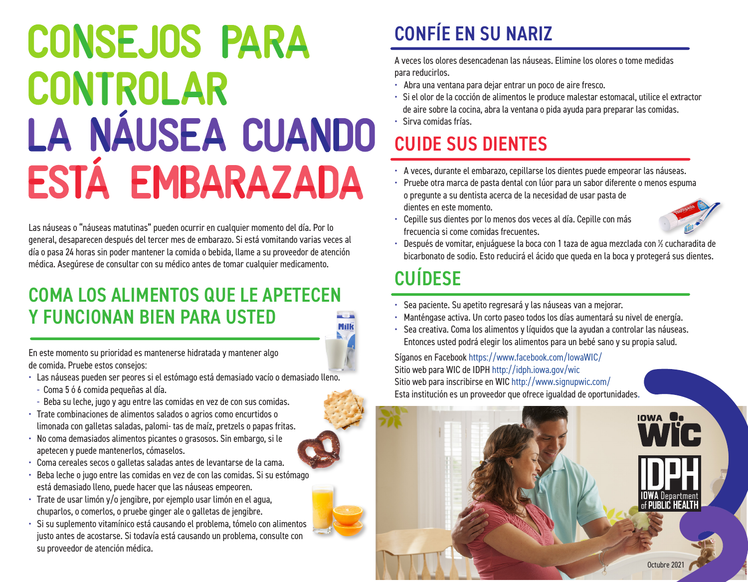# CONSEJOS PARA CONTROLAR LA NÁUSEA CUANDO ESTÁ EMBARAZADA

Las náuseas o "náuseas matutinas" pueden ocurrir en cualquier momento del día. Por lo general, desaparecen después del tercer mes de embarazo. Si está vomitando varias veces al día o pasa 24 horas sin poder mantener la comida o bebida, llame a su proveedor de atención médica. Asegúrese de consultar con su médico antes de tomar cualquier medicamento.

## COMA LOS ALIMENTOS QUE LE APETECEN Y FUNCIONAN BIEN PARA USTED

En este momento su prioridad es mantenerse hidratada y mantener algo de comida. Pruebe estos consejos:

- Las náuseas pueden ser peores si el estómago está demasiado vacío o demasiado lleno.
  - Coma 5 ó 6 comida pequeñas al día.
  - Beba su leche, jugo y agu entre las comidas en vez de con sus comidas.
- Trate combinaciones de alimentos salados o agrios como encurtidos o limonada con galletas saladas, palomi- tas de maíz, pretzels o papas fritas.
- No coma demasiados alimentos picantes o grasosos. Sin embargo, si le apetecen y puede mantenerlos, cómaselos.
- Coma cereales secos o galletas saladas antes de levantarse de la cama.
- Beba leche o jugo entre las comidas en vez de con las comidas. Si su estómago está demasiado lleno, puede hacer que las náuseas empeoren.
- Trate de usar limón y/o jengibre, por ejemplo usar limón en el agua, chuparlos, o comerlos, o pruebe ginger ale o galletas de jengibre.
- Si su suplemento vitamínico está causando el problema, tómelo con alimentos justo antes de acostarse. Si todavía está causando un problema, consulte con su proveedor de atención médica.

## CONFÍE EN SU NARIZ

A veces los olores desencadenan las náuseas. Elimine los olores o tome medidas para reducirlos.

- Abra una ventana para dejar entrar un poco de aire fresco.
- Si el olor de la cocción de alimentos le produce malestar estomacal, utilice el extractor de aire sobre la cocina, abra la ventana o pida ayuda para preparar las comidas.
- Sirva comidas frías.

## CUIDE SUS DIENTES

- A veces, durante el embarazo, cepillarse los dientes puede empeorar las náuseas.
- Pruebe otra marca de pasta dental con lúor para un sabor diferente o menos espuma o pregunte a su dentista acerca de la necesidad de usar pasta de dientes en este momento.
- Cepille sus dientes por lo menos dos veces al día. Cepille con más frecuencia si come comidas frecuentes.
- Después de vomitar, enjuáguese la boca con 1 taza de agua mezclada con ½ cucharadita de bicarbonato de sodio. Esto reducirá el ácido que queda en la boca y protegerá sus dientes.

## CUÍDESE

- Sea paciente. Su apetito regresará y las náuseas van a mejorar.
- Manténgase activa. Un corto paseo todos los días aumentará su nivel de energía.
- Sea creativa. Coma los alimentos y líquidos que la ayudan a controlar las náuseas. Entonces usted podrá elegir los alimentos para un bebé sano y su propia salud.

Síganos en Facebook https://www.facebook.com/IowaWIC/
Sitio web para WIC de IDPH http://idph.iowa.gov/wic
Sitio web para inscribirse en WIC http://www.signupwic.com/
Esta institución es un proveedor que ofrece igualdad de oportunidades.

IOWA WIC

IDPH IOWA Department of PUBLIC HEALTH

Octubre 2021